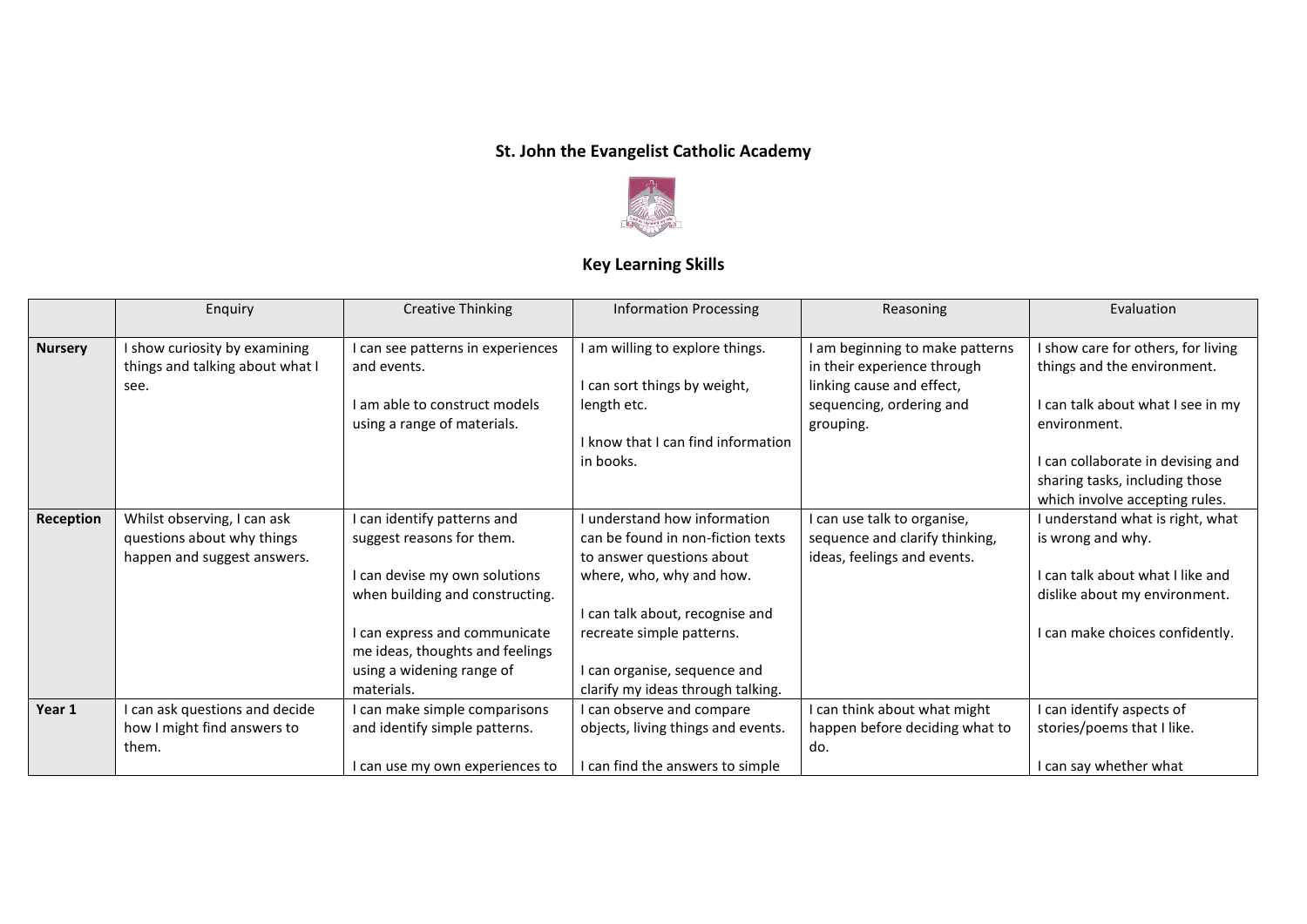# St. John the Evangelist Catholic Academy

## Key Learning Skills

| | Enquiry | Creative Thinking | Information Processing | Reasoning | Evaluation |
|---|---|---|---|---|---|
| **Nursery** | I show curiosity by examining things and talking about what I see. | I can see patterns in experiences and events.<br><br>I am able to construct models using a range of materials. | I am willing to explore things.<br><br>I can sort things by weight, length etc.<br><br>I know that I can find information in books. | I am beginning to make patterns in their experience through linking cause and effect, sequencing, ordering and grouping. | I show care for others, for living things and the environment.<br><br>I can talk about what I see in my environment.<br><br>I can collaborate in devising and sharing tasks, including those which involve accepting rules. |
| **Reception** | Whilst observing, I can ask questions about why things happen and suggest answers. | I can identify patterns and suggest reasons for them.<br><br>I can devise my own solutions when building and constructing.<br><br>I can express and communicate me ideas, thoughts and feelings using a widening range of materials. | I understand how information can be found in non-fiction texts to answer questions about where, who, why and how.<br><br>I can talk about, recognise and recreate simple patterns.<br><br>I can organise, sequence and clarify my ideas through talking. | I can use talk to organise, sequence and clarify thinking, ideas, feelings and events. | I understand what is right, what is wrong and why.<br><br>I can talk about what I like and dislike about my environment.<br><br>I can make choices confidently. |
| **Year 1** | I can ask questions and decide how I might find answers to them. | I can make simple comparisons and identify simple patterns.<br><br>I can use my own experiences to | I can observe and compare objects, living things and events.<br><br>I can find the answers to simple | I can think about what might happen before deciding what to do. | I can identify aspects of stories/poems that I like.<br><br>I can say whether what |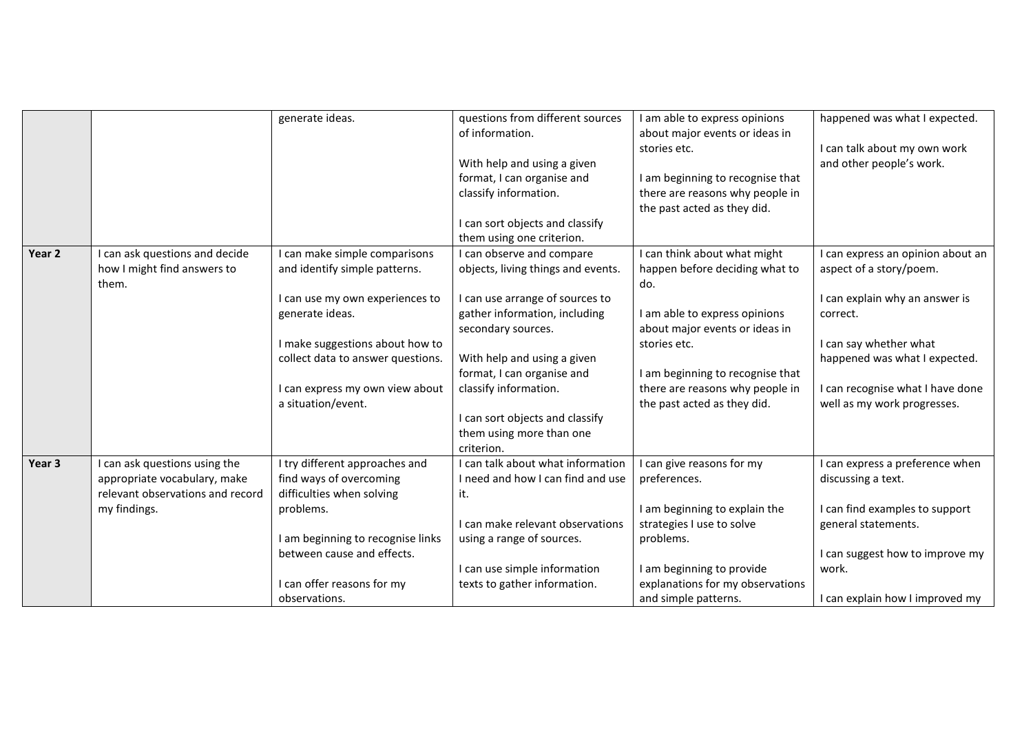| | | | | | |
|---|---|---|---|---|---|
| | | generate ideas. | questions from different sources of information.<br><br>With help and using a given format, I can organise and classify information.<br><br>I can sort objects and classify them using one criterion. | I am able to express opinions about major events or ideas in stories etc.<br><br>I am beginning to recognise that there are reasons why people in the past acted as they did. | happened was what I expected.<br><br>I can talk about my own work and other people's work. |
| **Year 2** | I can ask questions and decide how I might find answers to them. | I can make simple comparisons and identify simple patterns.<br><br>I can use my own experiences to generate ideas.<br><br>I make suggestions about how to collect data to answer questions.<br><br>I can express my own view about a situation/event. | I can observe and compare objects, living things and events.<br><br>I can use arrange of sources to gather information, including secondary sources.<br><br>With help and using a given format, I can organise and classify information.<br><br>I can sort objects and classify them using more than one criterion. | I can think about what might happen before deciding what to do.<br><br>I am able to express opinions about major events or ideas in stories etc.<br><br>I am beginning to recognise that there are reasons why people in the past acted as they did. | I can express an opinion about an aspect of a story/poem.<br><br>I can explain why an answer is correct.<br><br>I can say whether what happened was what I expected.<br><br>I can recognise what I have done well as my work progresses. |
| **Year 3** | I can ask questions using the appropriate vocabulary, make relevant observations and record my findings. | I try different approaches and find ways of overcoming difficulties when solving problems.<br><br>I am beginning to recognise links between cause and effects.<br><br>I can offer reasons for my observations. | I can talk about what information I need and how I can find and use it.<br><br>I can make relevant observations using a range of sources.<br><br>I can use simple information texts to gather information. | I can give reasons for my preferences.<br><br>I am beginning to explain the strategies I use to solve problems.<br><br>I am beginning to provide explanations for my observations and simple patterns. | I can express a preference when discussing a text.<br><br>I can find examples to support general statements.<br><br>I can suggest how to improve my work.<br><br>I can explain how I improved my |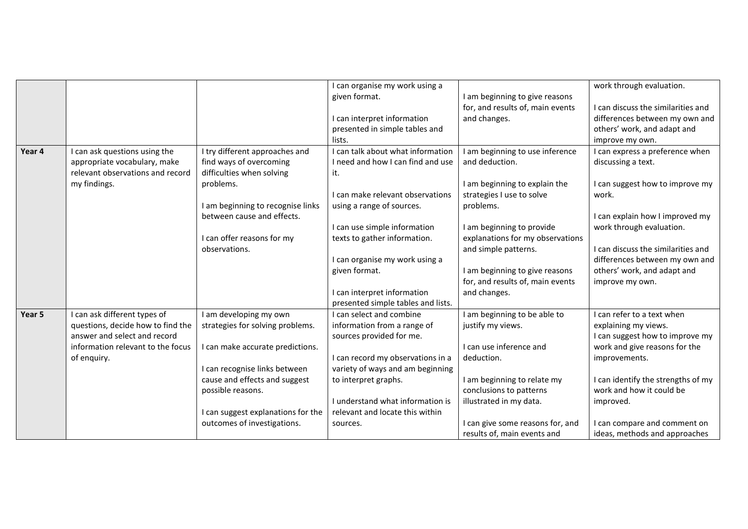| | | | | | |
|---|---|---|---|---|---|
| | | | I can organise my work using a given format.<br><br>I can interpret information presented in simple tables and lists. | I am beginning to give reasons for, and results of, main events and changes. | work through evaluation.<br><br>I can discuss the similarities and differences between my own and others' work, and adapt and improve my own. |
| **Year 4** | I can ask questions using the appropriate vocabulary, make relevant observations and record my findings. | I try different approaches and find ways of overcoming difficulties when solving problems.<br><br>I am beginning to recognise links between cause and effects.<br><br>I can offer reasons for my observations. | I can talk about what information I need and how I can find and use it.<br><br>I can make relevant observations using a range of sources.<br><br>I can use simple information texts to gather information.<br><br>I can organise my work using a given format.<br><br>I can interpret information presented simple tables and lists. | I am beginning to use inference and deduction.<br><br>I am beginning to explain the strategies I use to solve problems.<br><br>I am beginning to provide explanations for my observations and simple patterns.<br><br>I am beginning to give reasons for, and results of, main events and changes. | I can express a preference when discussing a text.<br><br>I can suggest how to improve my work.<br><br>I can explain how I improved my work through evaluation.<br><br>I can discuss the similarities and differences between my own and others' work, and adapt and improve my own. |
| **Year 5** | I can ask different types of questions, decide how to find the answer and select and record information relevant to the focus of enquiry. | I am developing my own strategies for solving problems.<br><br>I can make accurate predictions.<br><br>I can recognise links between cause and effects and suggest possible reasons.<br><br>I can suggest explanations for the outcomes of investigations. | I can select and combine information from a range of sources provided for me.<br><br>I can record my observations in a variety of ways and am beginning to interpret graphs.<br><br>I understand what information is relevant and locate this within sources. | I am beginning to be able to justify my views.<br><br>I can use inference and deduction.<br><br>I am beginning to relate my conclusions to patterns illustrated in my data.<br><br>I can give some reasons for, and results of, main events and | I can refer to a text when explaining my views.<br>I can suggest how to improve my work and give reasons for the improvements.<br><br>I can identify the strengths of my work and how it could be improved.<br><br>I can compare and comment on ideas, methods and approaches |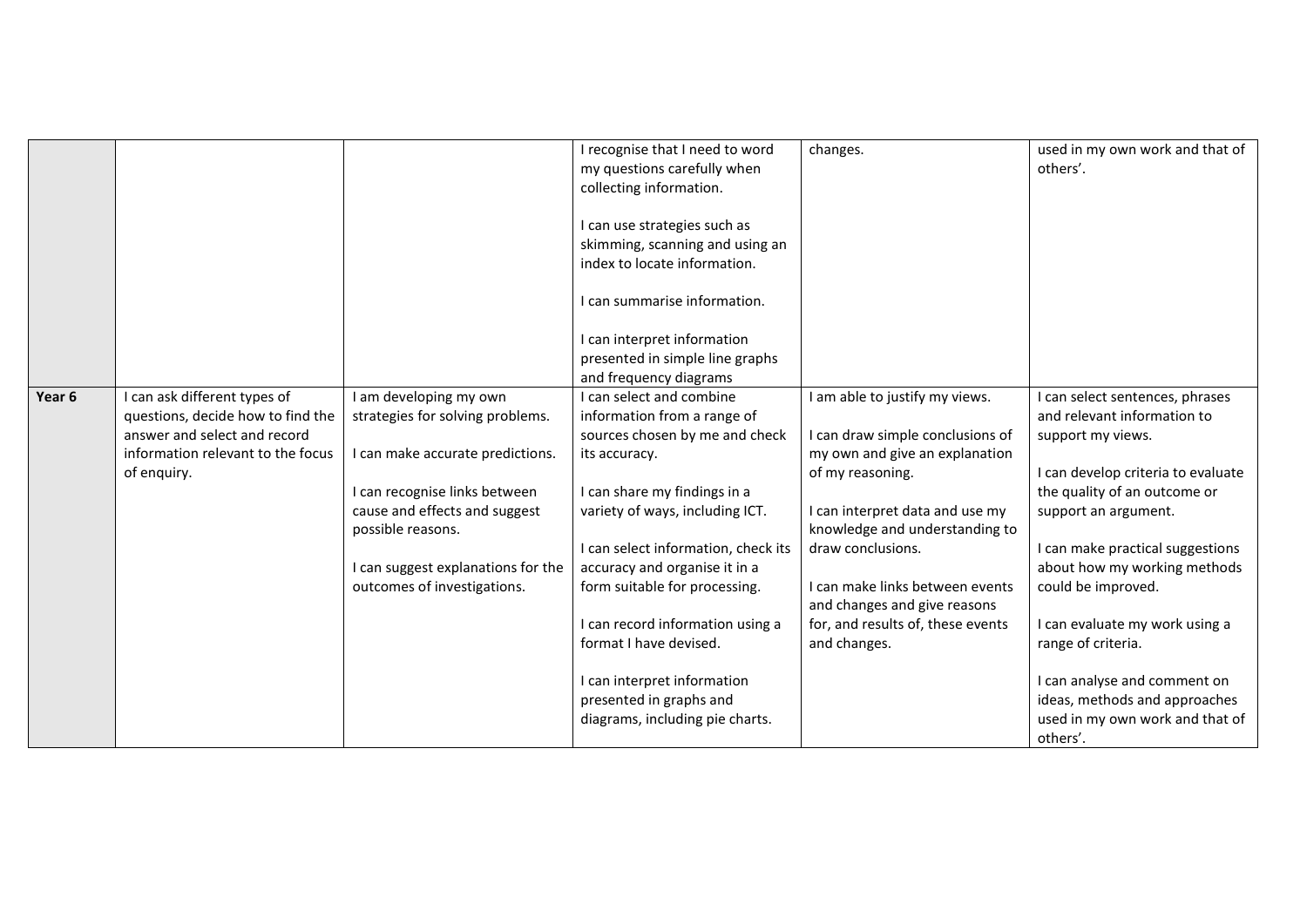| | | | | | |
|---|---|---|---|---|---|
| | | | I recognise that I need to word my questions carefully when collecting information.<br><br>I can use strategies such as skimming, scanning and using an index to locate information.<br><br>I can summarise information.<br><br>I can interpret information presented in simple line graphs and frequency diagrams | changes. | used in my own work and that of others'. |
| **Year 6** | I can ask different types of questions, decide how to find the answer and select and record information relevant to the focus of enquiry. | I am developing my own strategies for solving problems.<br><br>I can make accurate predictions.<br><br>I can recognise links between cause and effects and suggest possible reasons.<br><br>I can suggest explanations for the outcomes of investigations. | I can select and combine information from a range of sources chosen by me and check its accuracy.<br><br>I can share my findings in a variety of ways, including ICT.<br><br>I can select information, check its accuracy and organise it in a form suitable for processing.<br><br>I can record information using a format I have devised.<br><br>I can interpret information presented in graphs and diagrams, including pie charts. | I am able to justify my views.<br><br>I can draw simple conclusions of my own and give an explanation of my reasoning.<br><br>I can interpret data and use my knowledge and understanding to draw conclusions.<br><br>I can make links between events and changes and give reasons for, and results of, these events and changes. | I can select sentences, phrases and relevant information to support my views.<br><br>I can develop criteria to evaluate the quality of an outcome or support an argument.<br><br>I can make practical suggestions about how my working methods could be improved.<br><br>I can evaluate my work using a range of criteria.<br><br>I can analyse and comment on ideas, methods and approaches used in my own work and that of others'. |